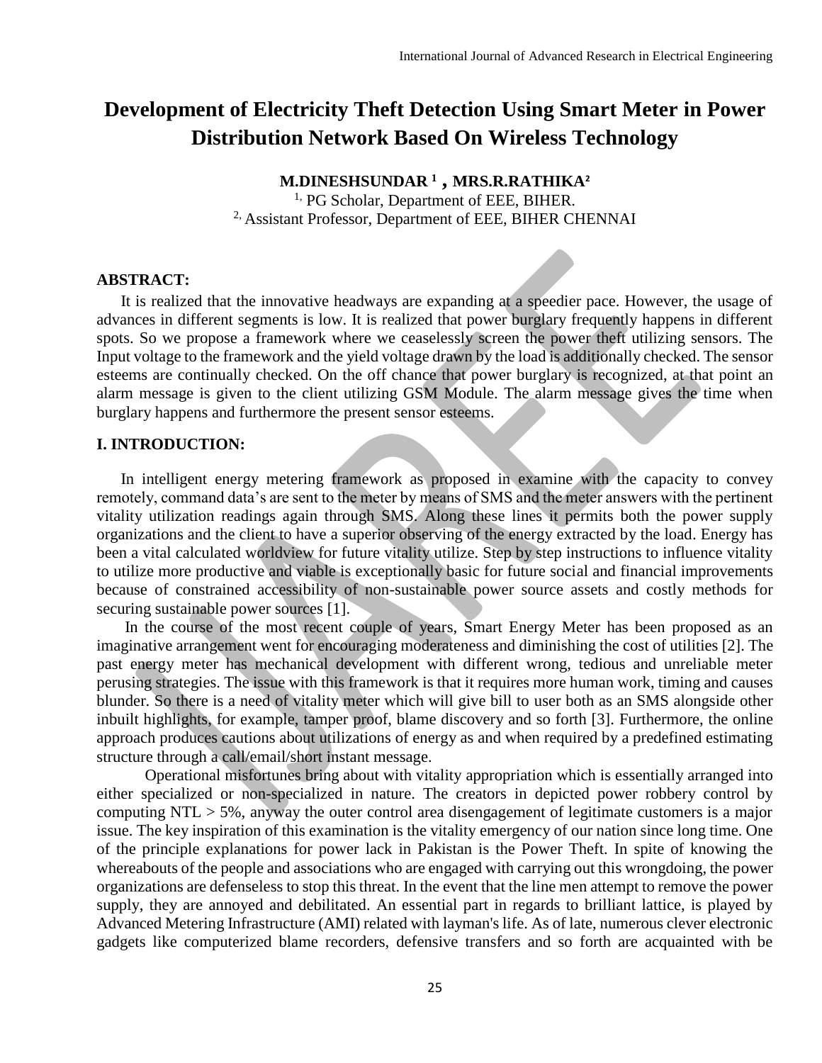# Development of Electricity Theft Detection Using Smart Meter in Power Distribution Network Based On Wireless Technology

**M.DINESHSUNDAR [1] , MRS.R.RATHIKA[2]**

[1,] PG Scholar, Department of EEE, BIHER.
[2,] Assistant Professor, Department of EEE, BIHER CHENNAI

## ABSTRACT:

It is realized that the innovative headways are expanding at a speedier pace. However, the usage of advances in different segments is low. It is realized that power burglary frequently happens in different spots. So we propose a framework where we ceaselessly screen the power theft utilizing sensors. The Input voltage to the framework and the yield voltage drawn by the load is additionally checked. The sensor esteems are continually checked. On the off chance that power burglary is recognized, at that point an alarm message is given to the client utilizing GSM Module. The alarm message gives the time when burglary happens and furthermore the present sensor esteems.

## I. INTRODUCTION:

In intelligent energy metering framework as proposed in examine with the capacity to convey remotely, command data's are sent to the meter by means of SMS and the meter answers with the pertinent vitality utilization readings again through SMS. Along these lines it permits both the power supply organizations and the client to have a superior observing of the energy extracted by the load. Energy has been a vital calculated worldview for future vitality utilize. Step by step instructions to influence vitality to utilize more productive and viable is exceptionally basic for future social and financial improvements because of constrained accessibility of non-sustainable power source assets and costly methods for securing sustainable power sources [1].

In the course of the most recent couple of years, Smart Energy Meter has been proposed as an imaginative arrangement went for encouraging moderateness and diminishing the cost of utilities [2]. The past energy meter has mechanical development with different wrong, tedious and unreliable meter perusing strategies. The issue with this framework is that it requires more human work, timing and causes blunder. So there is a need of vitality meter which will give bill to user both as an SMS alongside other inbuilt highlights, for example, tamper proof, blame discovery and so forth [3]. Furthermore, the online approach produces cautions about utilizations of energy as and when required by a predefined estimating structure through a call/email/short instant message.

Operational misfortunes bring about with vitality appropriation which is essentially arranged into either specialized or non-specialized in nature. The creators in depicted power robbery control by computing NTL > 5%, anyway the outer control area disengagement of legitimate customers is a major issue. The key inspiration of this examination is the vitality emergency of our nation since long time. One of the principle explanations for power lack in Pakistan is the Power Theft. In spite of knowing the whereabouts of the people and associations who are engaged with carrying out this wrongdoing, the power organizations are defenseless to stop this threat. In the event that the line men attempt to remove the power supply, they are annoyed and debilitated. An essential part in regards to brilliant lattice, is played by Advanced Metering Infrastructure (AMI) related with layman's life. As of late, numerous clever electronic gadgets like computerized blame recorders, defensive transfers and so forth are acquainted with be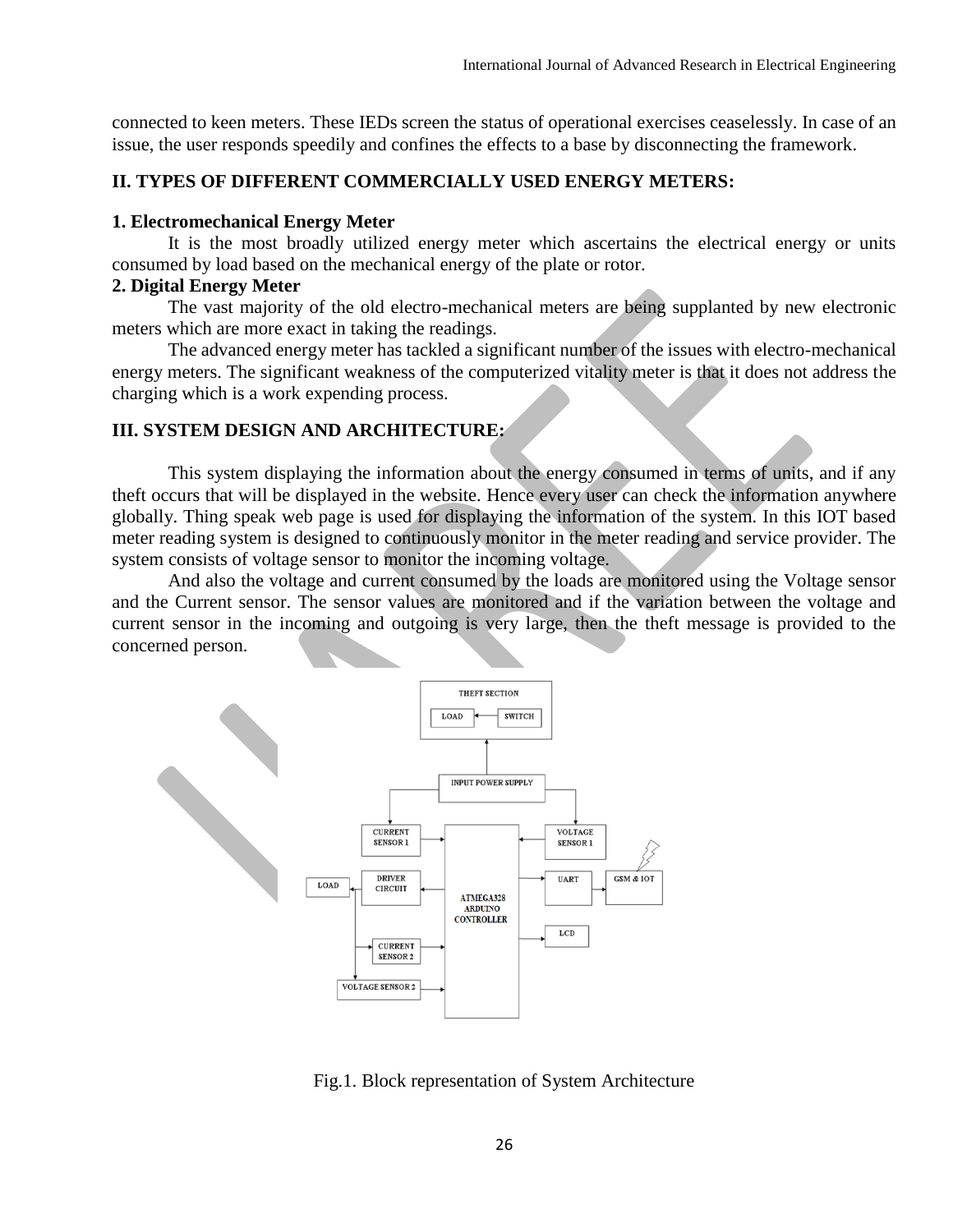connected to keen meters. These IEDs screen the status of operational exercises ceaselessly. In case of an issue, the user responds speedily and confines the effects to a base by disconnecting the framework.

## II. TYPES OF DIFFERENT COMMERCIALLY USED ENERGY METERS:

### 1. Electromechanical Energy Meter

It is the most broadly utilized energy meter which ascertains the electrical energy or units consumed by load based on the mechanical energy of the plate or rotor.

### 2. Digital Energy Meter

The vast majority of the old electro-mechanical meters are being supplanted by new electronic meters which are more exact in taking the readings.

The advanced energy meter has tackled a significant number of the issues with electro-mechanical energy meters. The significant weakness of the computerized vitality meter is that it does not address the charging which is a work expending process.

## III. SYSTEM DESIGN AND ARCHITECTURE:

This system displaying the information about the energy consumed in terms of units, and if any theft occurs that will be displayed in the website. Hence every user can check the information anywhere globally. Thing speak web page is used for displaying the information of the system. In this IOT based meter reading system is designed to continuously monitor in the meter reading and service provider. The system consists of voltage sensor to monitor the incoming voltage.

And also the voltage and current consumed by the loads are monitored using the Voltage sensor and the Current sensor. The sensor values are monitored and if the variation between the voltage and current sensor in the incoming and outgoing is very large, then the theft message is provided to the concerned person.

Fig.1. Block representation of System Architecture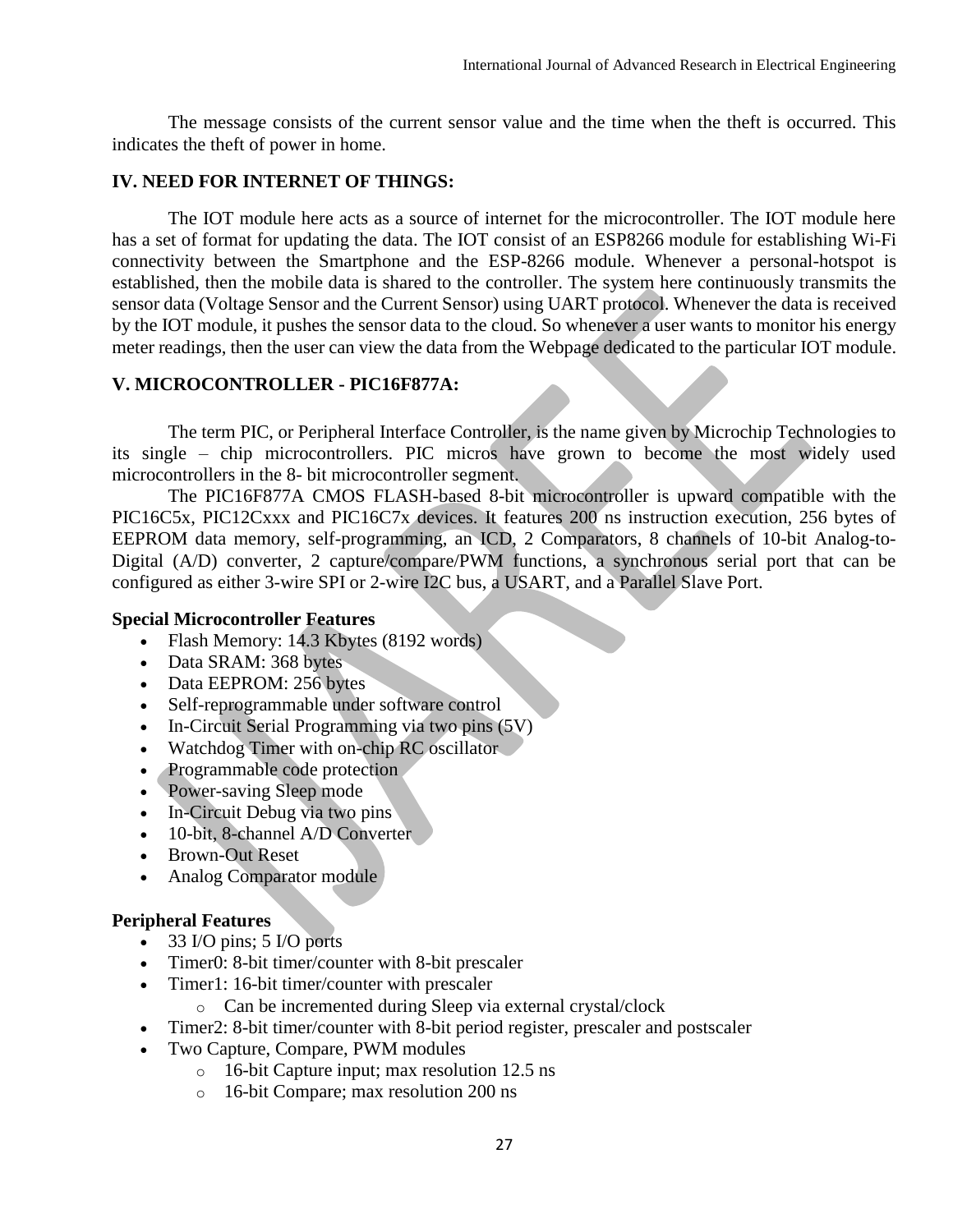The message consists of the current sensor value and the time when the theft is occurred. This indicates the theft of power in home.

## IV. NEED FOR INTERNET OF THINGS:

The IOT module here acts as a source of internet for the microcontroller. The IOT module here has a set of format for updating the data. The IOT consist of an ESP8266 module for establishing Wi-Fi connectivity between the Smartphone and the ESP-8266 module. Whenever a personal-hotspot is established, then the mobile data is shared to the controller. The system here continuously transmits the sensor data (Voltage Sensor and the Current Sensor) using UART protocol. Whenever the data is received by the IOT module, it pushes the sensor data to the cloud. So whenever a user wants to monitor his energy meter readings, then the user can view the data from the Webpage dedicated to the particular IOT module.

## V. MICROCONTROLLER - PIC16F877A:

The term PIC, or Peripheral Interface Controller, is the name given by Microchip Technologies to its single – chip microcontrollers. PIC micros have grown to become the most widely used microcontrollers in the 8- bit microcontroller segment.

The PIC16F877A CMOS FLASH-based 8-bit microcontroller is upward compatible with the PIC16C5x, PIC12Cxxx and PIC16C7x devices. It features 200 ns instruction execution, 256 bytes of EEPROM data memory, self-programming, an ICD, 2 Comparators, 8 channels of 10-bit Analog-to-Digital (A/D) converter, 2 capture/compare/PWM functions, a synchronous serial port that can be configured as either 3-wire SPI or 2-wire I2C bus, a USART, and a Parallel Slave Port.

### Special Microcontroller Features

- Flash Memory: 14.3 Kbytes (8192 words)
- Data SRAM: 368 bytes
- Data EEPROM: 256 bytes
- Self-reprogrammable under software control
- In-Circuit Serial Programming via two pins (5V)
- Watchdog Timer with on-chip RC oscillator
- Programmable code protection
- Power-saving Sleep mode
- In-Circuit Debug via two pins
- 10-bit, 8-channel A/D Converter
- Brown-Out Reset
- Analog Comparator module

### Peripheral Features

- 33 I/O pins; 5 I/O ports
- Timer0: 8-bit timer/counter with 8-bit prescaler
- Timer1: 16-bit timer/counter with prescaler
  - Can be incremented during Sleep via external crystal/clock
- Timer2: 8-bit timer/counter with 8-bit period register, prescaler and postscaler
- Two Capture, Compare, PWM modules
  - 16-bit Capture input; max resolution 12.5 ns
  - 16-bit Compare; max resolution 200 ns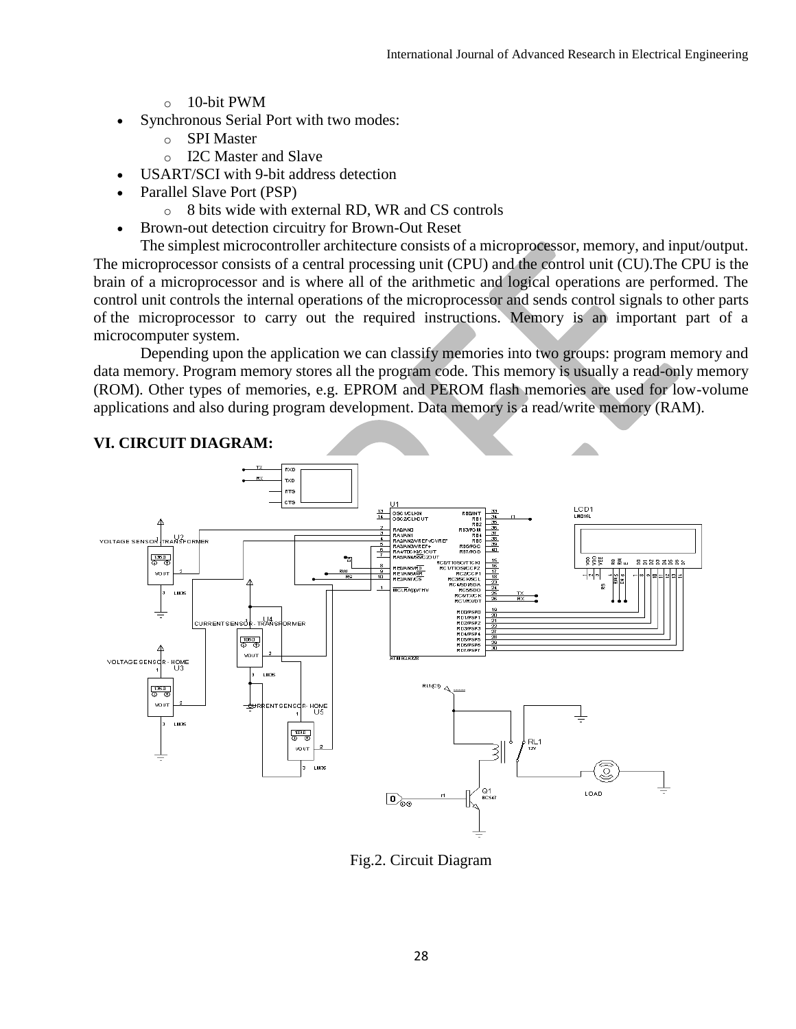- 10-bit PWM
- Synchronous Serial Port with two modes:
  - SPI Master
  - I2C Master and Slave
- USART/SCI with 9-bit address detection
- Parallel Slave Port (PSP)
  - 8 bits wide with external RD, WR and CS controls
- Brown-out detection circuitry for Brown-Out Reset

The simplest microcontroller architecture consists of a microprocessor, memory, and input/output. The microprocessor consists of a central processing unit (CPU) and the control unit (CU).The CPU is the brain of a microprocessor and is where all of the arithmetic and logical operations are performed. The control unit controls the internal operations of the microprocessor and sends control signals to other parts of the microprocessor to carry out the required instructions. Memory is an important part of a microcomputer system.

Depending upon the application we can classify memories into two groups: program memory and data memory. Program memory stores all the program code. This memory is usually a read-only memory (ROM). Other types of memories, e.g. EPROM and PEROM flash memories are used for low-volume applications and also during program development. Data memory is a read/write memory (RAM).

## VI. CIRCUIT DIAGRAM:

Fig.2. Circuit Diagram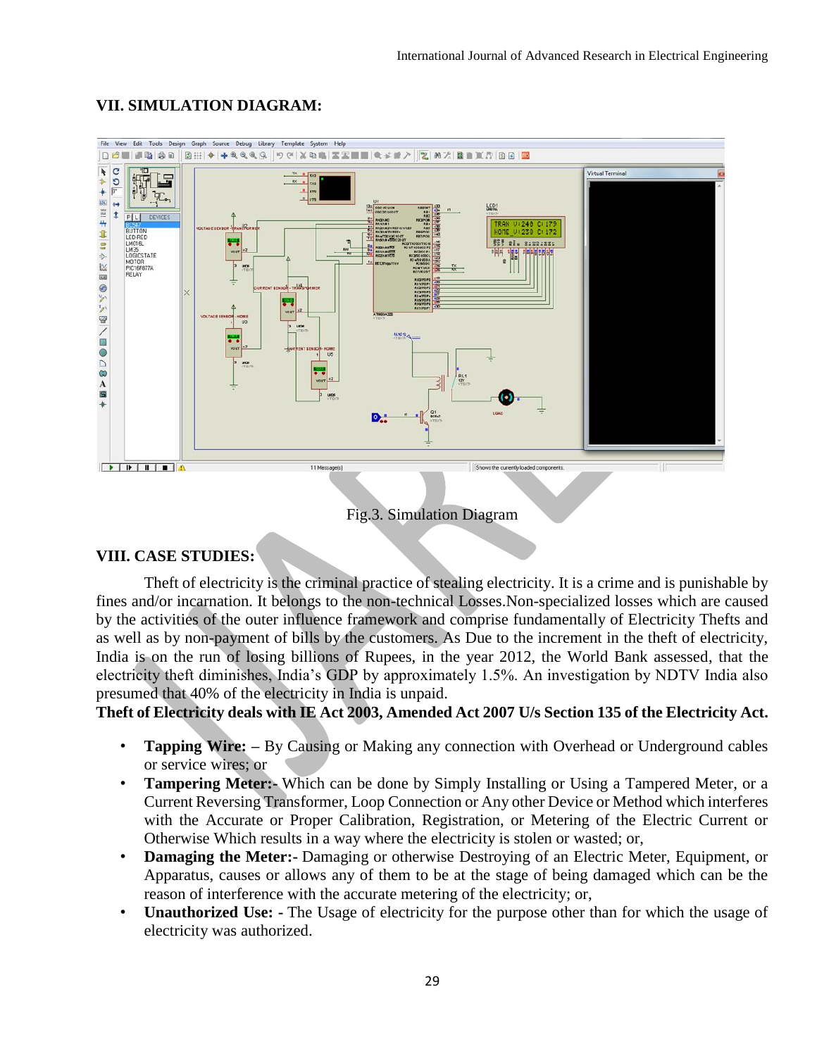## VII. SIMULATION DIAGRAM:

Fig.3. Simulation Diagram

## VIII. CASE STUDIES:

Theft of electricity is the criminal practice of stealing electricity. It is a crime and is punishable by fines and/or incarnation. It belongs to the non-technical Losses.Non-specialized losses which are caused by the activities of the outer influence framework and comprise fundamentally of Electricity Thefts and as well as by non-payment of bills by the customers. As Due to the increment in the theft of electricity, India is on the run of losing billions of Rupees, in the year 2012, the World Bank assessed, that the electricity theft diminishes, India's GDP by approximately 1.5%. An investigation by NDTV India also presumed that 40% of the electricity in India is unpaid.

**Theft of Electricity deals with IE Act 2003, Amended Act 2007 U/s Section 135 of the Electricity Act.**

- **Tapping Wire: –** By Causing or Making any connection with Overhead or Underground cables or service wires; or
- **Tampering Meter:-** Which can be done by Simply Installing or Using a Tampered Meter, or a Current Reversing Transformer, Loop Connection or Any other Device or Method which interferes with the Accurate or Proper Calibration, Registration, or Metering of the Electric Current or Otherwise Which results in a way where the electricity is stolen or wasted; or,
- **Damaging the Meter:-** Damaging or otherwise Destroying of an Electric Meter, Equipment, or Apparatus, causes or allows any of them to be at the stage of being damaged which can be the reason of interference with the accurate metering of the electricity; or,
- **Unauthorized Use: -** The Usage of electricity for the purpose other than for which the usage of electricity was authorized.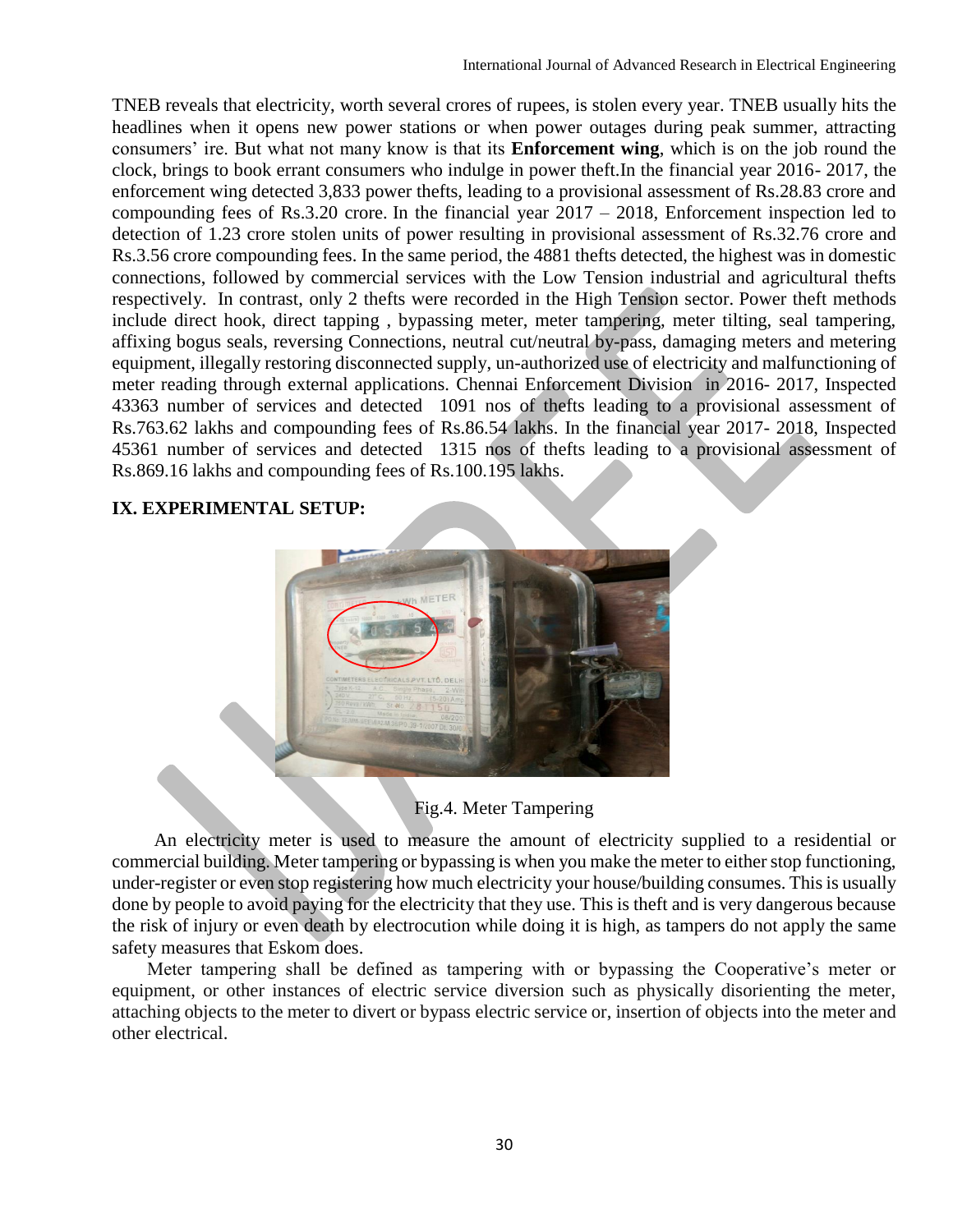TNEB reveals that electricity, worth several crores of rupees, is stolen every year. TNEB usually hits the headlines when it opens new power stations or when power outages during peak summer, attracting consumers' ire. But what not many know is that its **Enforcement wing**, which is on the job round the clock, brings to book errant consumers who indulge in power theft.In the financial year 2016- 2017, the enforcement wing detected 3,833 power thefts, leading to a provisional assessment of Rs.28.83 crore and compounding fees of Rs.3.20 crore. In the financial year 2017 – 2018, Enforcement inspection led to detection of 1.23 crore stolen units of power resulting in provisional assessment of Rs.32.76 crore and Rs.3.56 crore compounding fees. In the same period, the 4881 thefts detected, the highest was in domestic connections, followed by commercial services with the Low Tension industrial and agricultural thefts respectively. In contrast, only 2 thefts were recorded in the High Tension sector. Power theft methods include direct hook, direct tapping , bypassing meter, meter tampering, meter tilting, seal tampering, affixing bogus seals, reversing Connections, neutral cut/neutral by-pass, damaging meters and metering equipment, illegally restoring disconnected supply, un-authorized use of electricity and malfunctioning of meter reading through external applications. Chennai Enforcement Division in 2016- 2017, Inspected 43363 number of services and detected 1091 nos of thefts leading to a provisional assessment of Rs.763.62 lakhs and compounding fees of Rs.86.54 lakhs. In the financial year 2017- 2018, Inspected 45361 number of services and detected 1315 nos of thefts leading to a provisional assessment of Rs.869.16 lakhs and compounding fees of Rs.100.195 lakhs.

## IX. EXPERIMENTAL SETUP:

Fig.4. Meter Tampering

An electricity meter is used to measure the amount of electricity supplied to a residential or commercial building. Meter tampering or bypassing is when you make the meter to either stop functioning, under-register or even stop registering how much electricity your house/building consumes. This is usually done by people to avoid paying for the electricity that they use. This is theft and is very dangerous because the risk of injury or even death by electrocution while doing it is high, as tampers do not apply the same safety measures that Eskom does.

Meter tampering shall be defined as tampering with or bypassing the Cooperative's meter or equipment, or other instances of electric service diversion such as physically disorienting the meter, attaching objects to the meter to divert or bypass electric service or, insertion of objects into the meter and other electrical.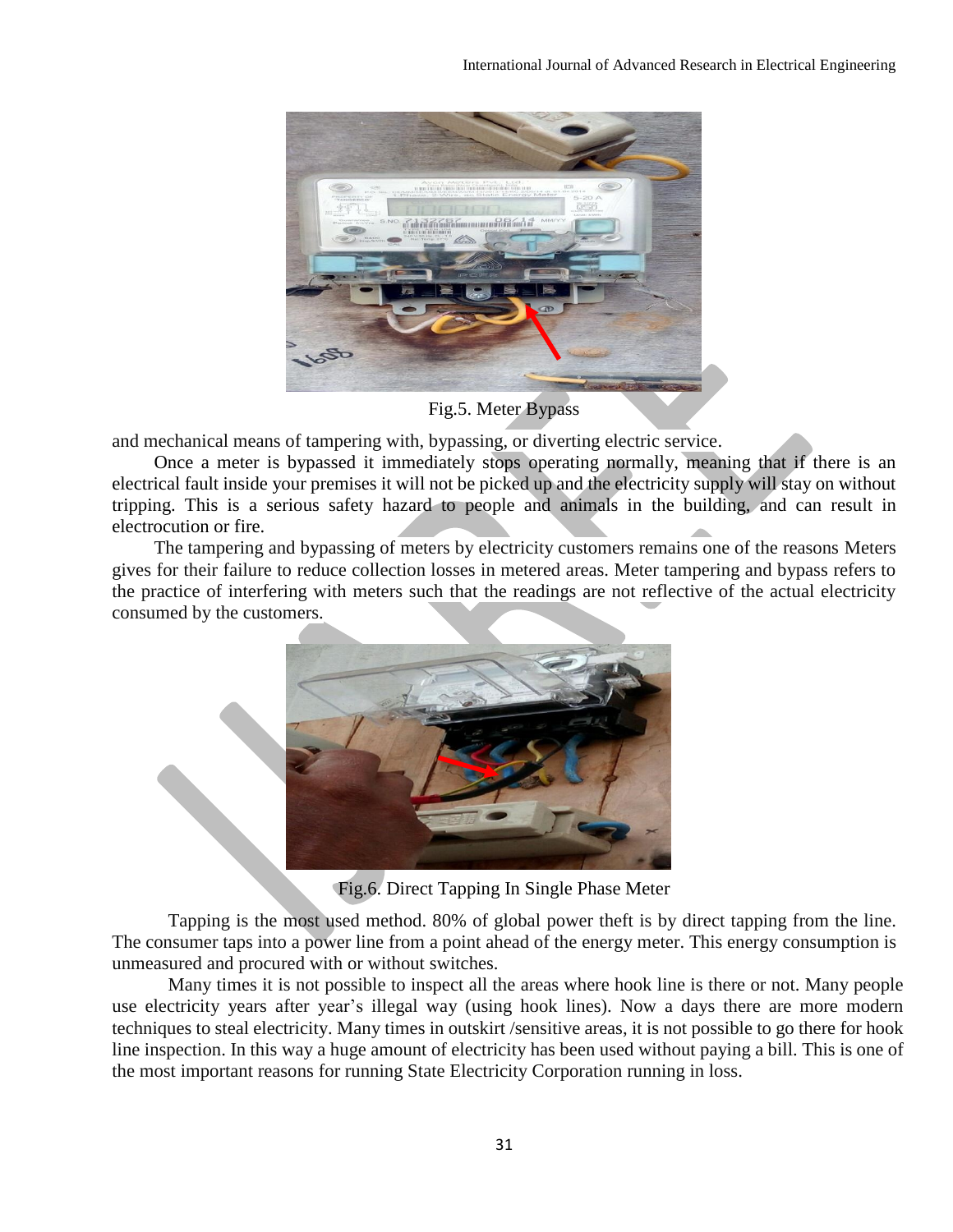Fig.5. Meter Bypass

and mechanical means of tampering with, bypassing, or diverting electric service.

Once a meter is bypassed it immediately stops operating normally, meaning that if there is an electrical fault inside your premises it will not be picked up and the electricity supply will stay on without tripping. This is a serious safety hazard to people and animals in the building, and can result in electrocution or fire.

The tampering and bypassing of meters by electricity customers remains one of the reasons Meters gives for their failure to reduce collection losses in metered areas. Meter tampering and bypass refers to the practice of interfering with meters such that the readings are not reflective of the actual electricity consumed by the customers.

Fig.6. Direct Tapping In Single Phase Meter

Tapping is the most used method. 80% of global power theft is by direct tapping from the line. The consumer taps into a power line from a point ahead of the energy meter. This energy consumption is unmeasured and procured with or without switches.

Many times it is not possible to inspect all the areas where hook line is there or not. Many people use electricity years after year's illegal way (using hook lines). Now a days there are more modern techniques to steal electricity. Many times in outskirt /sensitive areas, it is not possible to go there for hook line inspection. In this way a huge amount of electricity has been used without paying a bill. This is one of the most important reasons for running State Electricity Corporation running in loss.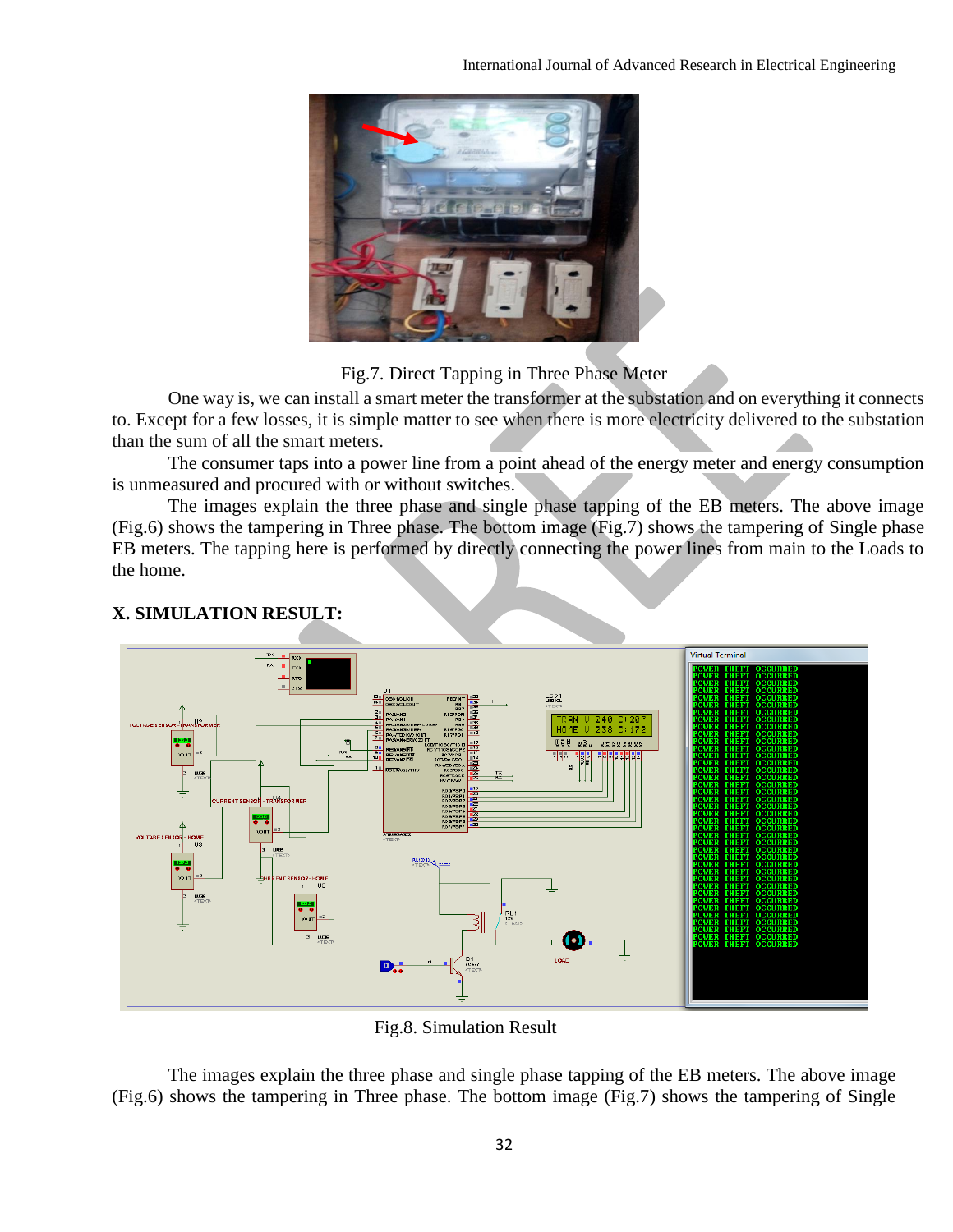Fig.7. Direct Tapping in Three Phase Meter

One way is, we can install a smart meter the transformer at the substation and on everything it connects to. Except for a few losses, it is simple matter to see when there is more electricity delivered to the substation than the sum of all the smart meters.

The consumer taps into a power line from a point ahead of the energy meter and energy consumption is unmeasured and procured with or without switches.

The images explain the three phase and single phase tapping of the EB meters. The above image (Fig.6) shows the tampering in Three phase. The bottom image (Fig.7) shows the tampering of Single phase EB meters. The tapping here is performed by directly connecting the power lines from main to the Loads to the home.

## X. SIMULATION RESULT:

Fig.8. Simulation Result

The images explain the three phase and single phase tapping of the EB meters. The above image (Fig.6) shows the tampering in Three phase. The bottom image (Fig.7) shows the tampering of Single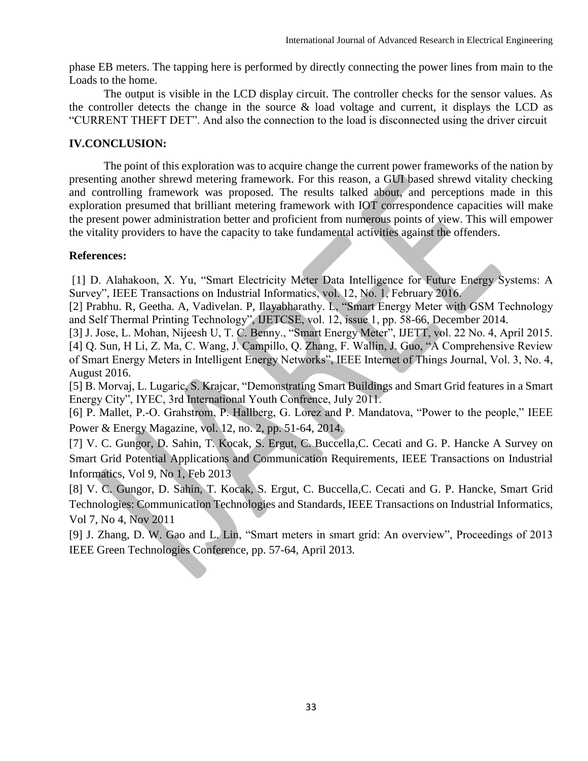phase EB meters. The tapping here is performed by directly connecting the power lines from main to the Loads to the home.

The output is visible in the LCD display circuit. The controller checks for the sensor values. As the controller detects the change in the source & load voltage and current, it displays the LCD as "CURRENT THEFT DET". And also the connection to the load is disconnected using the driver circuit

## IV.CONCLUSION:

The point of this exploration was to acquire change the current power frameworks of the nation by presenting another shrewd metering framework. For this reason, a GUI based shrewd vitality checking and controlling framework was proposed. The results talked about, and perceptions made in this exploration presumed that brilliant metering framework with IOT correspondence capacities will make the present power administration better and proficient from numerous points of view. This will empower the vitality providers to have the capacity to take fundamental activities against the offenders.

## References:

[1] D. Alahakoon, X. Yu, "Smart Electricity Meter Data Intelligence for Future Energy Systems: A Survey", IEEE Transactions on Industrial Informatics, vol. 12, No. 1, February 2016.

[2] Prabhu. R, Geetha. A, Vadivelan. P, Ilayabharathy. L, "Smart Energy Meter with GSM Technology and Self Thermal Printing Technology", IJETCSE, vol. 12, issue 1, pp. 58-66, December 2014.

[3] J. Jose, L. Mohan, Nijeesh U, T. C. Benny., "Smart Energy Meter", IJETT, vol. 22 No. 4, April 2015.

[4] Q. Sun, H Li, Z. Ma, C. Wang, J. Campillo, Q. Zhang, F. Wallin, J. Guo, "A Comprehensive Review of Smart Energy Meters in Intelligent Energy Networks", IEEE Internet of Things Journal, Vol. 3, No. 4, August 2016.

[5] B. Morvaj, L. Lugaric, S. Krajcar, "Demonstrating Smart Buildings and Smart Grid features in a Smart Energy City", IYEC, 3rd International Youth Confrence, July 2011.

[6] P. Mallet, P.-O. Grahstrom, P. Hallberg, G. Lorez and P. Mandatova, "Power to the people," IEEE Power & Energy Magazine, vol. 12, no. 2, pp. 51-64, 2014.

[7] V. C. Gungor, D. Sahin, T. Kocak, S. Ergut, C. Buccella,C. Cecati and G. P. Hancke A Survey on Smart Grid Potential Applications and Communication Requirements, IEEE Transactions on Industrial Informatics, Vol 9, No 1, Feb 2013

[8] V. C. Gungor, D. Sahin, T. Kocak, S. Ergut, C. Buccella,C. Cecati and G. P. Hancke, Smart Grid Technologies: Communication Technologies and Standards, IEEE Transactions on Industrial Informatics, Vol 7, No 4, Nov 2011

[9] J. Zhang, D. W. Gao and L. Lin, "Smart meters in smart grid: An overview", Proceedings of 2013 IEEE Green Technologies Conference, pp. 57-64, April 2013.